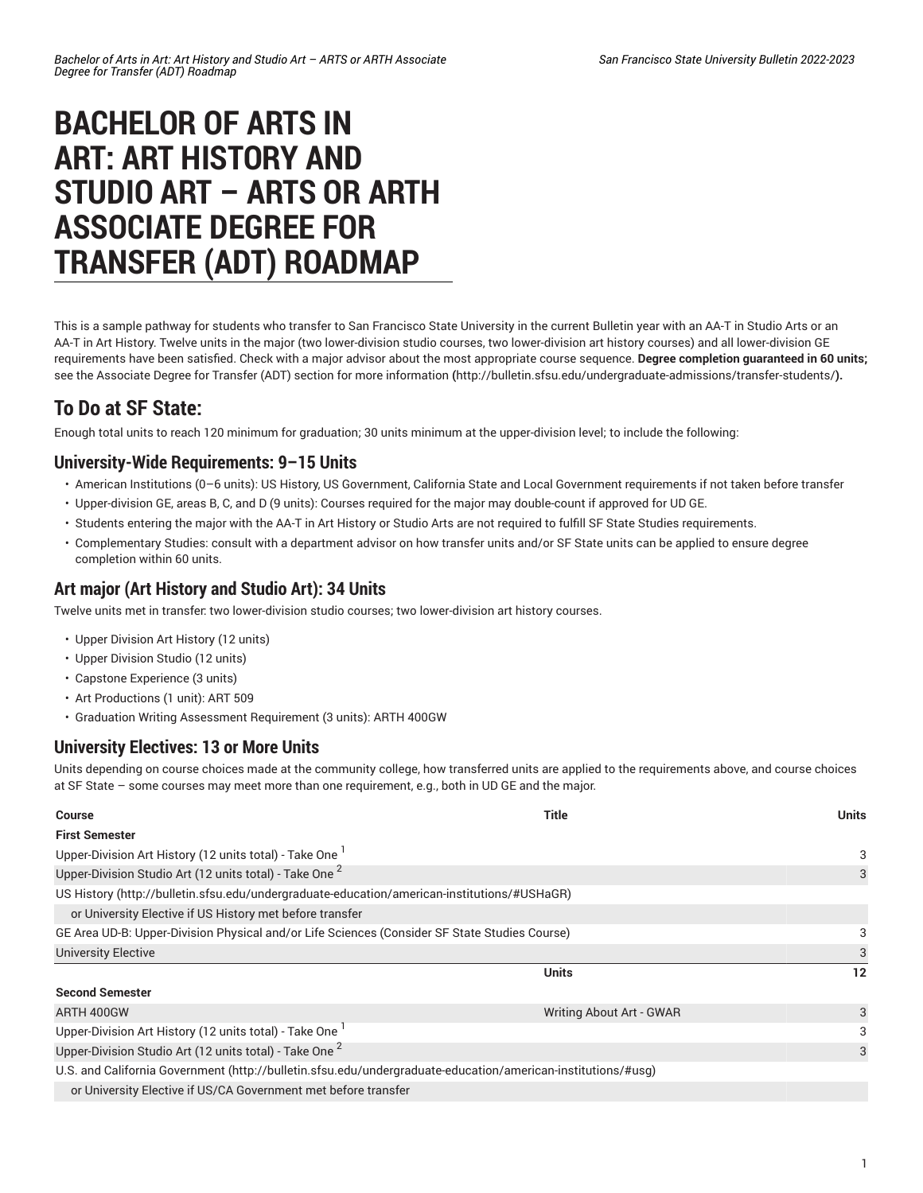# BACHELOR OF ARTS IN ART: ART HISTORY AND STUDIO ART – ARTS OR ARTH ASSOCIATE DEGREE FOR TRANSFER (ADT) ROADMAP

This is a sample pathway for students who transfer to San Francisco State University in the current Bulletin year with an AA-T in Studio Arts or an AA-T in Art History. Twelve units in the major (two lower-division studio courses, two lower-division art history courses) and all lower-division GE requirements have been satisfied. Check with a major advisor about the most appropriate course sequence. **Degree completion guaranteed in 60 units;** see the Associate Degree for Transfer (ADT) section for more information **(**http://bulletin.sfsu.edu/undergraduate-admissions/transfer-students/**).**

## To Do at SF State:

Enough total units to reach 120 minimum for graduation; 30 units minimum at the upper-division level; to include the following:

### University-Wide Requirements: 9–15 Units

- American Institutions (0–6 units): US History, US Government, California State and Local Government requirements if not taken before transfer
- Upper-division GE, areas B, C, and D (9 units): Courses required for the major may double-count if approved for UD GE.
- Students entering the major with the AA-T in Art History or Studio Arts are not required to fulfill SF State Studies requirements.
- Complementary Studies: consult with a department advisor on how transfer units and/or SF State units can be applied to ensure degree completion within 60 units.

### Art major (Art History and Studio Art): 34 Units

Twelve units met in transfer: two lower-division studio courses; two lower-division art history courses.

- Upper Division Art History (12 units)
- Upper Division Studio (12 units)
- Capstone Experience (3 units)
- Art Productions (1 unit): ART 509
- Graduation Writing Assessment Requirement (3 units): ARTH 400GW

### University Electives: 13 or More Units

Units depending on course choices made at the community college, how transferred units are applied to the requirements above, and course choices at SF State – some courses may meet more than one requirement, e.g., both in UD GE and the major.

| Course | Title | Units |
|---|---|---|
| **First Semester** | | |
| Upper-Division Art History (12 units total) - Take One [1] | | 3 |
| Upper-Division Studio Art (12 units total) - Take One [2] | | 3 |
| US History (http://bulletin.sfsu.edu/undergraduate-education/american-institutions/#USHaGR) | | |
| or University Elective if US History met before transfer | | |
| GE Area UD-B: Upper-Division Physical and/or Life Sciences (Consider SF State Studies Course) | | 3 |
| University Elective | | 3 |
| | **Units** | **12** |
| **Second Semester** | | |
| ARTH 400GW | Writing About Art - GWAR | 3 |
| Upper-Division Art History (12 units total) - Take One [1] | | 3 |
| Upper-Division Studio Art (12 units total) - Take One [2] | | 3 |
| U.S. and California Government (http://bulletin.sfsu.edu/undergraduate-education/american-institutions/#usg) | | |
| or University Elective if US/CA Government met before transfer | | |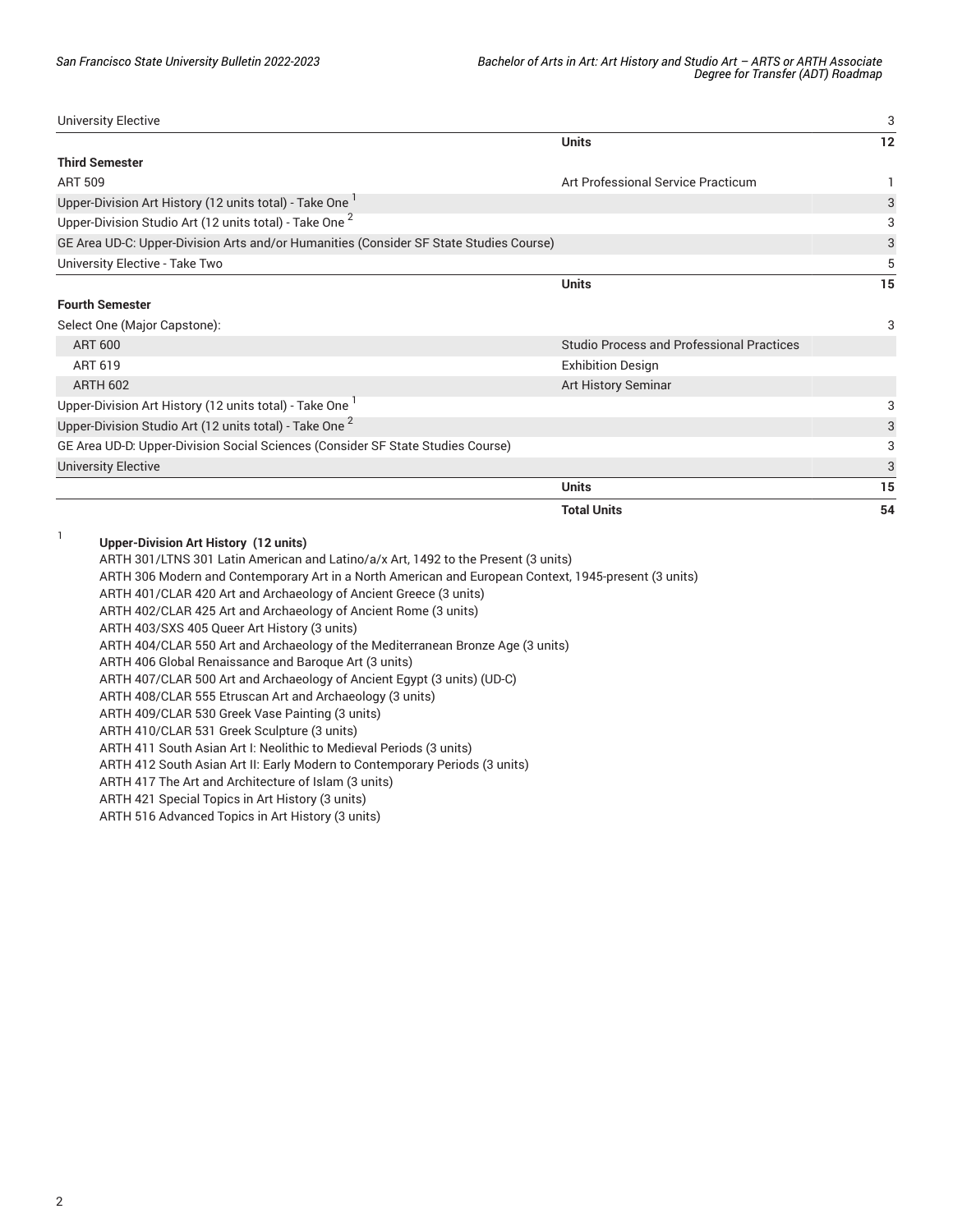| | | |
|---|---|---|
| University Elective | | 3 |
| | **Units** | **12** |
| **Third Semester** | | |
| ART 509 | Art Professional Service Practicum | 1 |
| Upper-Division Art History (12 units total) - Take One [1] | | 3 |
| Upper-Division Studio Art (12 units total) - Take One [2] | | 3 |
| GE Area UD-C: Upper-Division Arts and/or Humanities (Consider SF State Studies Course) | | 3 |
| University Elective - Take Two | | 5 |
| | **Units** | **15** |
| **Fourth Semester** | | |
| Select One (Major Capstone): | | 3 |
| ART 600 | Studio Process and Professional Practices | |
| ART 619 | Exhibition Design | |
| ARTH 602 | Art History Seminar | |
| Upper-Division Art History (12 units total) - Take One [1] | | 3 |
| Upper-Division Studio Art (12 units total) - Take One [2] | | 3 |
| GE Area UD-D: Upper-Division Social Sciences (Consider SF State Studies Course) | | 3 |
| University Elective | | 3 |
| | **Units** | **15** |
| | **Total Units** | **54** |

[1] **Upper-Division Art History (12 units)**

ARTH 301/LTNS 301 Latin American and Latino/a/x Art, 1492 to the Present (3 units)
ARTH 306 Modern and Contemporary Art in a North American and European Context, 1945-present (3 units)
ARTH 401/CLAR 420 Art and Archaeology of Ancient Greece (3 units)
ARTH 402/CLAR 425 Art and Archaeology of Ancient Rome (3 units)
ARTH 403/SXS 405 Queer Art History (3 units)
ARTH 404/CLAR 550 Art and Archaeology of the Mediterranean Bronze Age (3 units)
ARTH 406 Global Renaissance and Baroque Art (3 units)
ARTH 407/CLAR 500 Art and Archaeology of Ancient Egypt (3 units) (UD-C)
ARTH 408/CLAR 555 Etruscan Art and Archaeology (3 units)
ARTH 409/CLAR 530 Greek Vase Painting (3 units)
ARTH 410/CLAR 531 Greek Sculpture (3 units)
ARTH 411 South Asian Art I: Neolithic to Medieval Periods (3 units)
ARTH 412 South Asian Art II: Early Modern to Contemporary Periods (3 units)
ARTH 417 The Art and Architecture of Islam (3 units)
ARTH 421 Special Topics in Art History (3 units)
ARTH 516 Advanced Topics in Art History (3 units)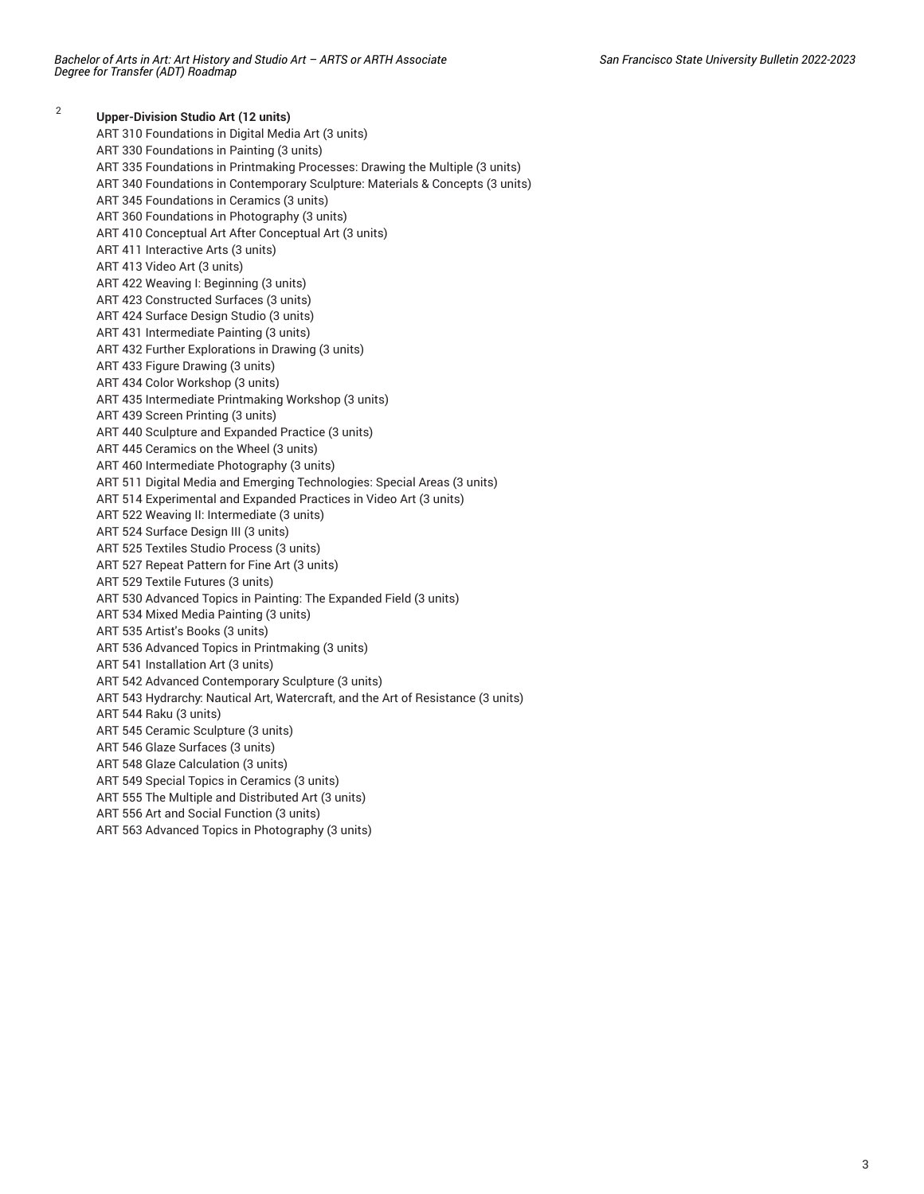[2] **Upper-Division Studio Art (12 units)**

ART 310 Foundations in Digital Media Art (3 units)
ART 330 Foundations in Painting (3 units)
ART 335 Foundations in Printmaking Processes: Drawing the Multiple (3 units)
ART 340 Foundations in Contemporary Sculpture: Materials & Concepts (3 units)
ART 345 Foundations in Ceramics (3 units)
ART 360 Foundations in Photography (3 units)
ART 410 Conceptual Art After Conceptual Art (3 units)
ART 411 Interactive Arts (3 units)
ART 413 Video Art (3 units)
ART 422 Weaving I: Beginning (3 units)
ART 423 Constructed Surfaces (3 units)
ART 424 Surface Design Studio (3 units)
ART 431 Intermediate Painting (3 units)
ART 432 Further Explorations in Drawing (3 units)
ART 433 Figure Drawing (3 units)
ART 434 Color Workshop (3 units)
ART 435 Intermediate Printmaking Workshop (3 units)
ART 439 Screen Printing (3 units)
ART 440 Sculpture and Expanded Practice (3 units)
ART 445 Ceramics on the Wheel (3 units)
ART 460 Intermediate Photography (3 units)
ART 511 Digital Media and Emerging Technologies: Special Areas (3 units)
ART 514 Experimental and Expanded Practices in Video Art (3 units)
ART 522 Weaving II: Intermediate (3 units)
ART 524 Surface Design III (3 units)
ART 525 Textiles Studio Process (3 units)
ART 527 Repeat Pattern for Fine Art (3 units)
ART 529 Textile Futures (3 units)
ART 530 Advanced Topics in Painting: The Expanded Field (3 units)
ART 534 Mixed Media Painting (3 units)
ART 535 Artist's Books (3 units)
ART 536 Advanced Topics in Printmaking (3 units)
ART 541 Installation Art (3 units)
ART 542 Advanced Contemporary Sculpture (3 units)
ART 543 Hydrarchy: Nautical Art, Watercraft, and the Art of Resistance (3 units)
ART 544 Raku (3 units)
ART 545 Ceramic Sculpture (3 units)
ART 546 Glaze Surfaces (3 units)
ART 548 Glaze Calculation (3 units)
ART 549 Special Topics in Ceramics (3 units)
ART 555 The Multiple and Distributed Art (3 units)
ART 556 Art and Social Function (3 units)
ART 563 Advanced Topics in Photography (3 units)